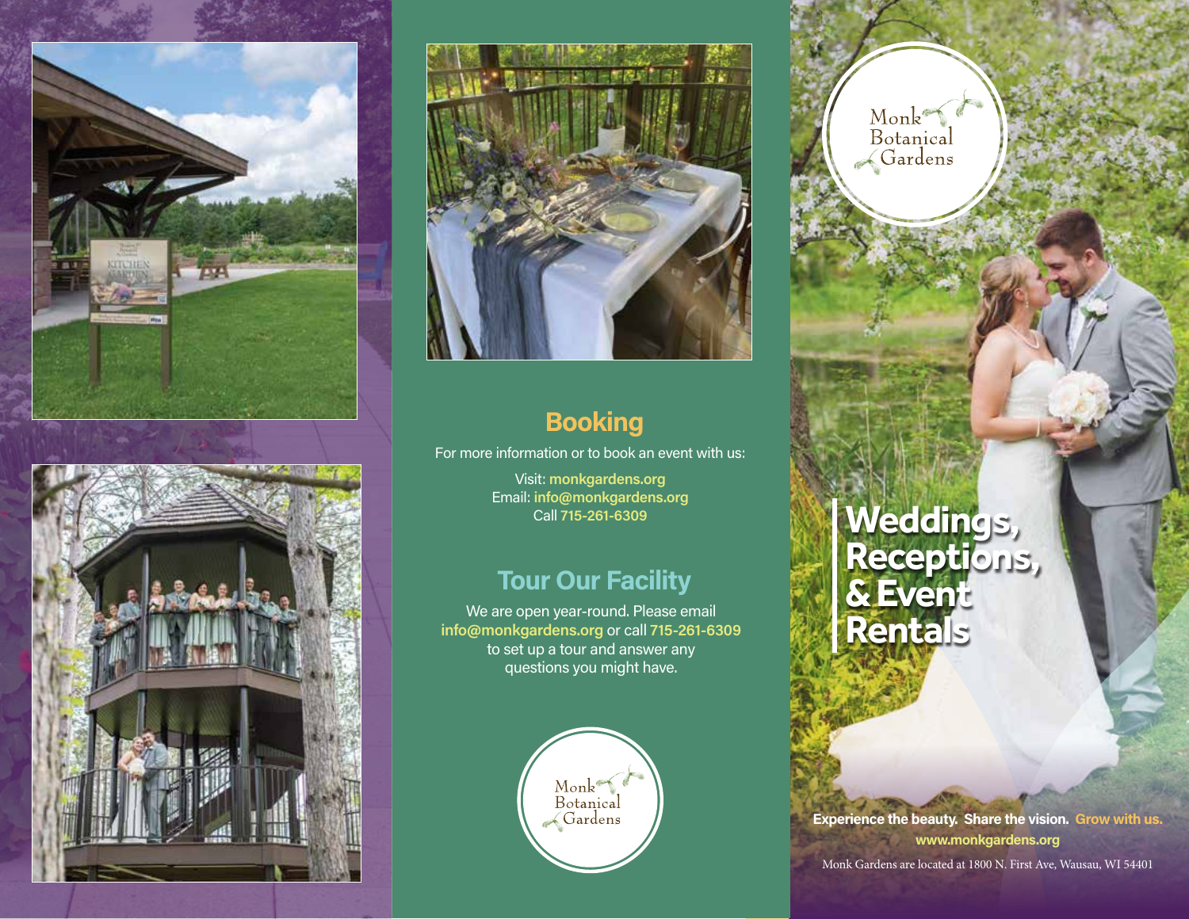## Booking

For more information or to book an event with us:

Visit: **monkgardens.org**
Email: **info@monkgardens.org**
Call **715-261-6309**

## Tour Our Facility

We are open year-round. Please email **info@monkgardens.org** or call **715-261-6309** to set up a tour and answer any questions you might have.

Monk Botanical Gardens

Monk Botanical Gardens

# Weddings, Receptions, & Event Rentals

**Experience the beauty. Share the vision. Grow with us.**
**www.monkgardens.org**

Monk Gardens are located at 1800 N. First Ave, Wausau, WI 54401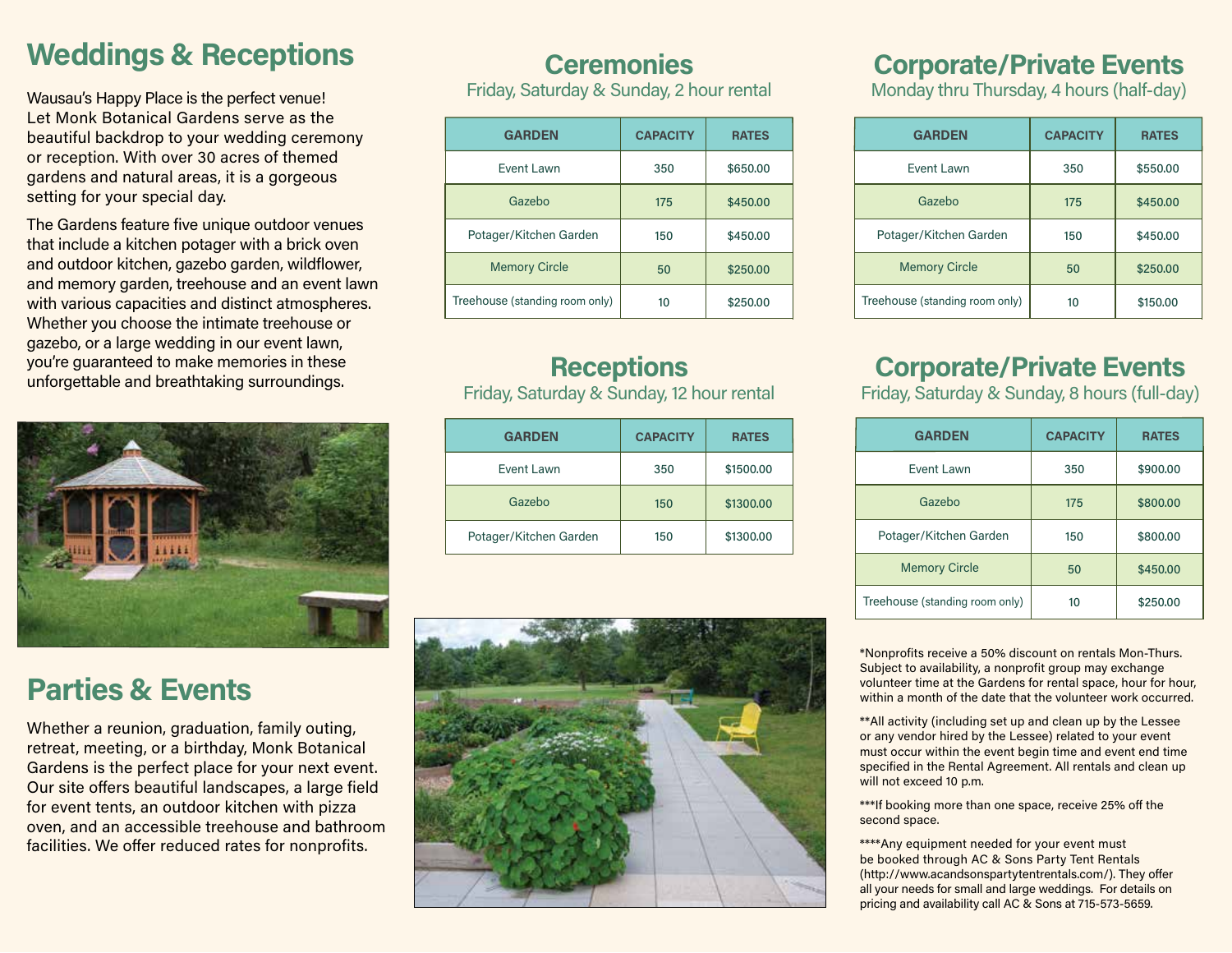# Weddings & Receptions

Wausau's Happy Place is the perfect venue! Let Monk Botanical Gardens serve as the beautiful backdrop to your wedding ceremony or reception. With over 30 acres of themed gardens and natural areas, it is a gorgeous setting for your special day.

The Gardens feature five unique outdoor venues that include a kitchen potager with a brick oven and outdoor kitchen, gazebo garden, wildflower, and memory garden, treehouse and an event lawn with various capacities and distinct atmospheres. Whether you choose the intimate treehouse or gazebo, or a large wedding in our event lawn, you're guaranteed to make memories in these unforgettable and breathtaking surroundings.

# Parties & Events

Whether a reunion, graduation, family outing, retreat, meeting, or a birthday, Monk Botanical Gardens is the perfect place for your next event. Our site offers beautiful landscapes, a large field for event tents, an outdoor kitchen with pizza oven, and an accessible treehouse and bathroom facilities. We offer reduced rates for nonprofits.

## Ceremonies

Friday, Saturday & Sunday, 2 hour rental

| GARDEN | CAPACITY | RATES |
|---|---|---|
| Event Lawn | 350 | $650.00 |
| Gazebo | 175 | $450.00 |
| Potager/Kitchen Garden | 150 | $450.00 |
| Memory Circle | 50 | $250.00 |
| Treehouse (standing room only) | 10 | $250.00 |

## Receptions

Friday, Saturday & Sunday, 12 hour rental

| GARDEN | CAPACITY | RATES |
|---|---|---|
| Event Lawn | 350 | $1500.00 |
| Gazebo | 150 | $1300.00 |
| Potager/Kitchen Garden | 150 | $1300.00 |

## Corporate/Private Events

Monday thru Thursday, 4 hours (half-day)

| GARDEN | CAPACITY | RATES |
|---|---|---|
| Event Lawn | 350 | $550.00 |
| Gazebo | 175 | $450.00 |
| Potager/Kitchen Garden | 150 | $450.00 |
| Memory Circle | 50 | $250.00 |
| Treehouse (standing room only) | 10 | $150.00 |

## Corporate/Private Events

Friday, Saturday & Sunday, 8 hours (full-day)

| GARDEN | CAPACITY | RATES |
|---|---|---|
| Event Lawn | 350 | $900.00 |
| Gazebo | 175 | $800.00 |
| Potager/Kitchen Garden | 150 | $800.00 |
| Memory Circle | 50 | $450.00 |
| Treehouse (standing room only) | 10 | $250.00 |

*Nonprofits receive a 50% discount on rentals Mon-Thurs. Subject to availability, a nonprofit group may exchange volunteer time at the Gardens for rental space, hour for hour, within a month of the date that the volunteer work occurred.

**All activity (including set up and clean up by the Lessee or any vendor hired by the Lessee) related to your event must occur within the event begin time and event end time specified in the Rental Agreement. All rentals and clean up will not exceed 10 p.m.

***If booking more than one space, receive 25% off the second space.

****Any equipment needed for your event must be booked through AC & Sons Party Tent Rentals (http://www.acandsonspartytentrentals.com/). They offer all your needs for small and large weddings. For details on pricing and availability call AC & Sons at 715-573-5659.